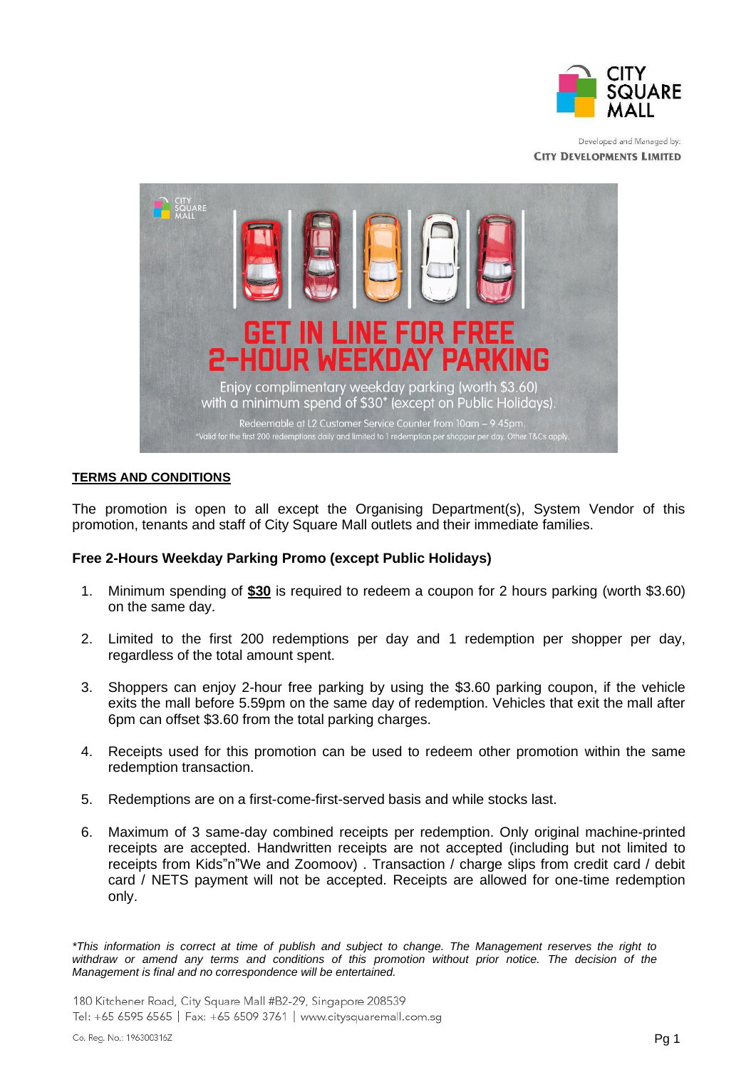CITY SQUARE MALL

Developed and Managed by:
CITY DEVELOPMENTS LIMITED

GET IN LINE FOR FREE 2-HOUR WEEKDAY PARKING

Enjoy complimentary weekday parking (worth $3.60) with a minimum spend of $30* (except on Public Holidays).

Redeemable at L2 Customer Service Counter from 10am – 9.45pm.
*Valid for the first 200 redemptions daily and limited to 1 redemption per shopper per day. Other T&Cs apply.

## TERMS AND CONDITIONS

The promotion is open to all except the Organising Department(s), System Vendor of this promotion, tenants and staff of City Square Mall outlets and their immediate families.

### Free 2-Hours Weekday Parking Promo (except Public Holidays)

1. Minimum spending of **$30** is required to redeem a coupon for 2 hours parking (worth $3.60) on the same day.

2. Limited to the first 200 redemptions per day and 1 redemption per shopper per day, regardless of the total amount spent.

3. Shoppers can enjoy 2-hour free parking by using the $3.60 parking coupon, if the vehicle exits the mall before 5.59pm on the same day of redemption. Vehicles that exit the mall after 6pm can offset $3.60 from the total parking charges.

4. Receipts used for this promotion can be used to redeem other promotion within the same redemption transaction.

5. Redemptions are on a first-come-first-served basis and while stocks last.

6. Maximum of 3 same-day combined receipts per redemption. Only original machine-printed receipts are accepted. Handwritten receipts are not accepted (including but not limited to receipts from Kids"n"We and Zoomoov) . Transaction / charge slips from credit card / debit card / NETS payment will not be accepted. Receipts are allowed for one-time redemption only.

*\*This information is correct at time of publish and subject to change. The Management reserves the right to withdraw or amend any terms and conditions of this promotion without prior notice. The decision of the Management is final and no correspondence will be entertained.*

180 Kitchener Road, City Square Mall #B2-29, Singapore 208539
Tel: +65 6595 6565 | Fax: +65 6509 3761 | www.citysquaremall.com.sg

Co. Reg. No.: 196300316Z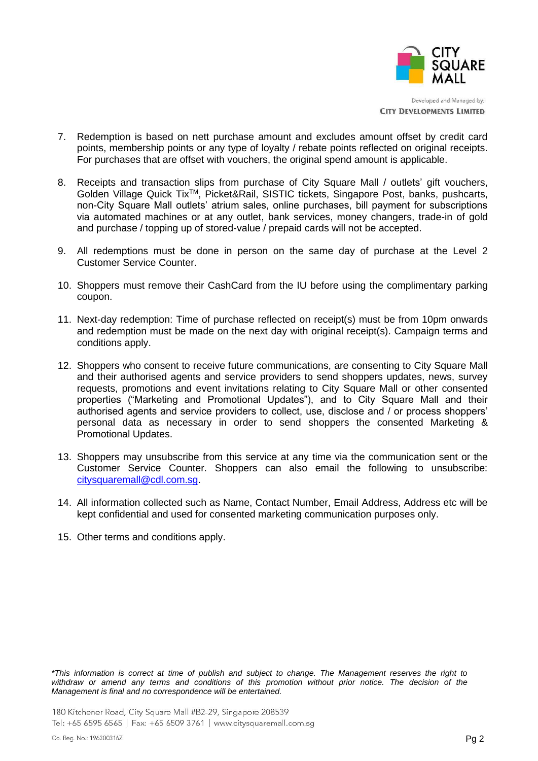7. Redemption is based on nett purchase amount and excludes amount offset by credit card points, membership points or any type of loyalty / rebate points reflected on original receipts. For purchases that are offset with vouchers, the original spend amount is applicable.

8. Receipts and transaction slips from purchase of City Square Mall / outlets' gift vouchers, Golden Village Quick Tix™, Picket&Rail, SISTIC tickets, Singapore Post, banks, pushcarts, non-City Square Mall outlets' atrium sales, online purchases, bill payment for subscriptions via automated machines or at any outlet, bank services, money changers, trade-in of gold and purchase / topping up of stored-value / prepaid cards will not be accepted.

9. All redemptions must be done in person on the same day of purchase at the Level 2 Customer Service Counter.

10. Shoppers must remove their CashCard from the IU before using the complimentary parking coupon.

11. Next-day redemption: Time of purchase reflected on receipt(s) must be from 10pm onwards and redemption must be made on the next day with original receipt(s). Campaign terms and conditions apply.

12. Shoppers who consent to receive future communications, are consenting to City Square Mall and their authorised agents and service providers to send shoppers updates, news, survey requests, promotions and event invitations relating to City Square Mall or other consented properties ("Marketing and Promotional Updates"), and to City Square Mall and their authorised agents and service providers to collect, use, disclose and / or process shoppers' personal data as necessary in order to send shoppers the consented Marketing & Promotional Updates.

13. Shoppers may unsubscribe from this service at any time via the communication sent or the Customer Service Counter. Shoppers can also email the following to unsubscribe: citysquaremall@cdl.com.sg.

14. All information collected such as Name, Contact Number, Email Address, Address etc will be kept confidential and used for consented marketing communication purposes only.

15. Other terms and conditions apply.

*\*This information is correct at time of publish and subject to change. The Management reserves the right to withdraw or amend any terms and conditions of this promotion without prior notice. The decision of the Management is final and no correspondence will be entertained.*